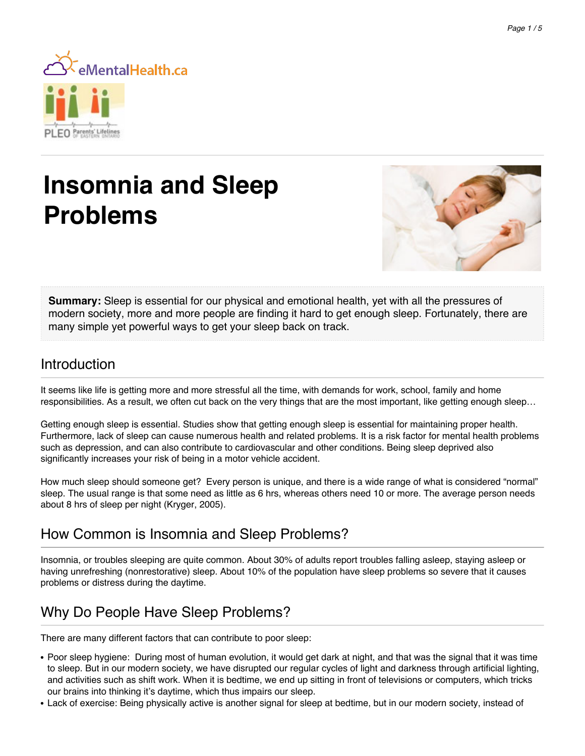# Insomnia and Sleep Problems

**Summary:** Sleep is essential for our physical and emotional health, yet with all the pressures of modern society, more and more people are finding it hard to get enough sleep. Fortunately, there are many simple yet powerful ways to get your sleep back on track.

## Introduction

It seems like life is getting more and more stressful all the time, with demands for work, school, family and home responsibilities. As a result, we often cut back on the very things that are the most important, like getting enough sleep…

Getting enough sleep is essential. Studies show that getting enough sleep is essential for maintaining proper health. Furthermore, lack of sleep can cause numerous health and related problems. It is a risk factor for mental health problems such as depression, and can also contribute to cardiovascular and other conditions. Being sleep deprived also significantly increases your risk of being in a motor vehicle accident.

How much sleep should someone get? Every person is unique, and there is a wide range of what is considered "normal" sleep. The usual range is that some need as little as 6 hrs, whereas others need 10 or more. The average person needs about 8 hrs of sleep per night (Kryger, 2005).

## How Common is Insomnia and Sleep Problems?

Insomnia, or troubles sleeping are quite common. About 30% of adults report troubles falling asleep, staying asleep or having unrefreshing (nonrestorative) sleep. About 10% of the population have sleep problems so severe that it causes problems or distress during the daytime.

## Why Do People Have Sleep Problems?

There are many different factors that can contribute to poor sleep:

- Poor sleep hygiene: During most of human evolution, it would get dark at night, and that was the signal that it was time to sleep. But in our modern society, we have disrupted our regular cycles of light and darkness through artificial lighting, and activities such as shift work. When it is bedtime, we end up sitting in front of televisions or computers, which tricks our brains into thinking it's daytime, which thus impairs our sleep.
- Lack of exercise: Being physically active is another signal for sleep at bedtime, but in our modern society, instead of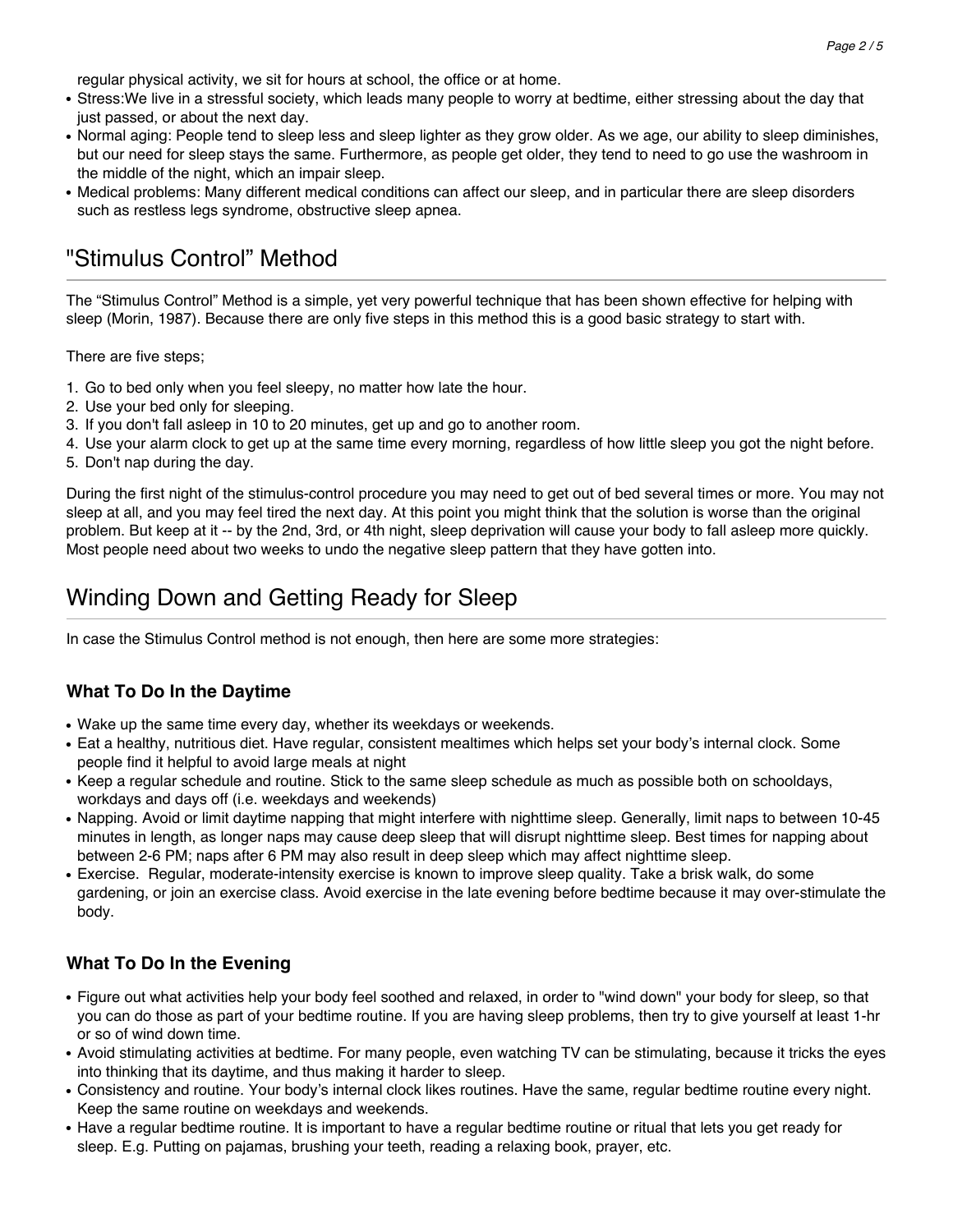regular physical activity, we sit for hours at school, the office or at home.

- Stress:We live in a stressful society, which leads many people to worry at bedtime, either stressing about the day that just passed, or about the next day.
- Normal aging: People tend to sleep less and sleep lighter as they grow older. As we age, our ability to sleep diminishes, but our need for sleep stays the same. Furthermore, as people get older, they tend to need to go use the washroom in the middle of the night, which an impair sleep.
- Medical problems: Many different medical conditions can affect our sleep, and in particular there are sleep disorders such as restless legs syndrome, obstructive sleep apnea.

## "Stimulus Control” Method

The “Stimulus Control” Method is a simple, yet very powerful technique that has been shown effective for helping with sleep (Morin, 1987). Because there are only five steps in this method this is a good basic strategy to start with.

There are five steps;

1. Go to bed only when you feel sleepy, no matter how late the hour.
2. Use your bed only for sleeping.
3. If you don't fall asleep in 10 to 20 minutes, get up and go to another room.
4. Use your alarm clock to get up at the same time every morning, regardless of how little sleep you got the night before.
5. Don't nap during the day.

During the first night of the stimulus-control procedure you may need to get out of bed several times or more. You may not sleep at all, and you may feel tired the next day. At this point you might think that the solution is worse than the original problem. But keep at it -- by the 2nd, 3rd, or 4th night, sleep deprivation will cause your body to fall asleep more quickly. Most people need about two weeks to undo the negative sleep pattern that they have gotten into.

## Winding Down and Getting Ready for Sleep

In case the Stimulus Control method is not enough, then here are some more strategies:

### What To Do In the Daytime

- Wake up the same time every day, whether its weekdays or weekends.
- Eat a healthy, nutritious diet. Have regular, consistent mealtimes which helps set your body’s internal clock. Some people find it helpful to avoid large meals at night
- Keep a regular schedule and routine. Stick to the same sleep schedule as much as possible both on schooldays, workdays and days off (i.e. weekdays and weekends)
- Napping. Avoid or limit daytime napping that might interfere with nighttime sleep. Generally, limit naps to between 10-45 minutes in length, as longer naps may cause deep sleep that will disrupt nighttime sleep. Best times for napping about between 2-6 PM; naps after 6 PM may also result in deep sleep which may affect nighttime sleep.
- Exercise. Regular, moderate-intensity exercise is known to improve sleep quality. Take a brisk walk, do some gardening, or join an exercise class. Avoid exercise in the late evening before bedtime because it may over-stimulate the body.

### What To Do In the Evening

- Figure out what activities help your body feel soothed and relaxed, in order to "wind down" your body for sleep, so that you can do those as part of your bedtime routine. If you are having sleep problems, then try to give yourself at least 1-hr or so of wind down time.
- Avoid stimulating activities at bedtime. For many people, even watching TV can be stimulating, because it tricks the eyes into thinking that its daytime, and thus making it harder to sleep.
- Consistency and routine. Your body’s internal clock likes routines. Have the same, regular bedtime routine every night. Keep the same routine on weekdays and weekends.
- Have a regular bedtime routine. It is important to have a regular bedtime routine or ritual that lets you get ready for sleep. E.g. Putting on pajamas, brushing your teeth, reading a relaxing book, prayer, etc.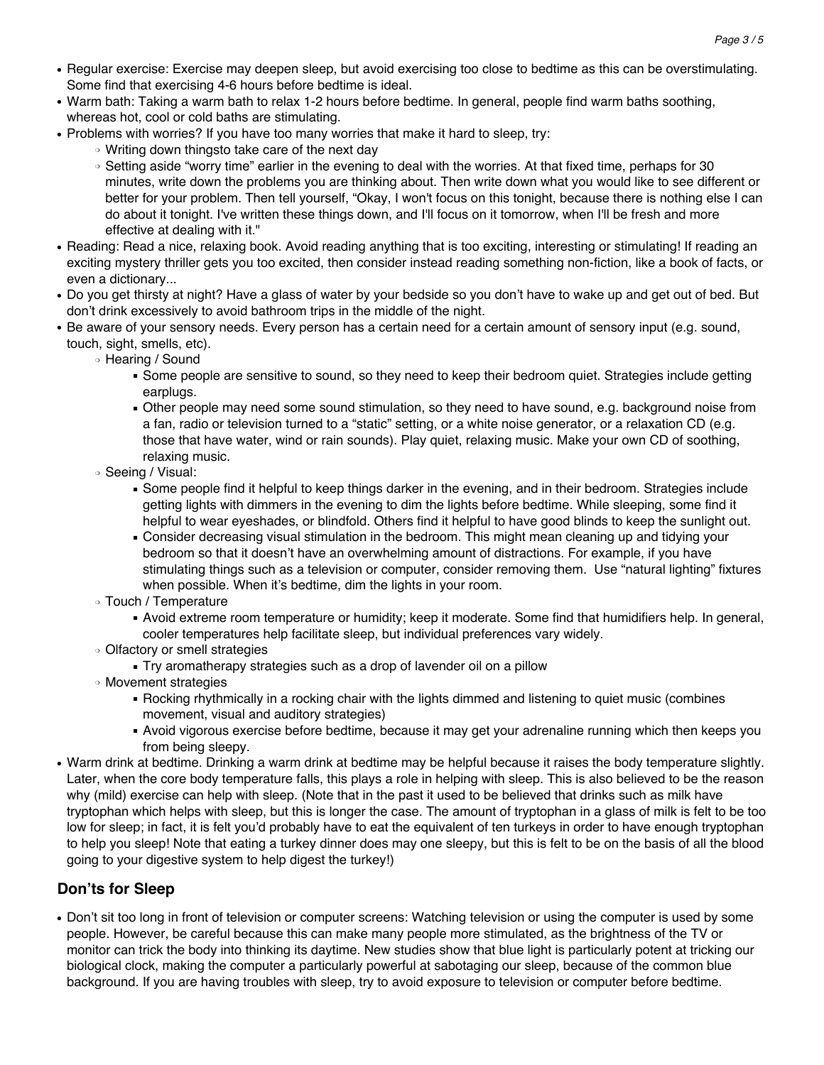- Regular exercise: Exercise may deepen sleep, but avoid exercising too close to bedtime as this can be overstimulating. Some find that exercising 4-6 hours before bedtime is ideal.
- Warm bath: Taking a warm bath to relax 1-2 hours before bedtime. In general, people find warm baths soothing, whereas hot, cool or cold baths are stimulating.
- Problems with worries? If you have too many worries that make it hard to sleep, try:
  - Writing down thingsto take care of the next day
  - Setting aside "worry time" earlier in the evening to deal with the worries. At that fixed time, perhaps for 30 minutes, write down the problems you are thinking about. Then write down what you would like to see different or better for your problem. Then tell yourself, "Okay, I won't focus on this tonight, because there is nothing else I can do about it tonight. I've written these things down, and I'll focus on it tomorrow, when I'll be fresh and more effective at dealing with it."
- Reading: Read a nice, relaxing book. Avoid reading anything that is too exciting, interesting or stimulating! If reading an exciting mystery thriller gets you too excited, then consider instead reading something non-fiction, like a book of facts, or even a dictionary...
- Do you get thirsty at night? Have a glass of water by your bedside so you don't have to wake up and get out of bed. But don't drink excessively to avoid bathroom trips in the middle of the night.
- Be aware of your sensory needs. Every person has a certain need for a certain amount of sensory input (e.g. sound, touch, sight, smells, etc).
  - Hearing / Sound
    - Some people are sensitive to sound, so they need to keep their bedroom quiet. Strategies include getting earplugs.
    - Other people may need some sound stimulation, so they need to have sound, e.g. background noise from a fan, radio or television turned to a "static" setting, or a white noise generator, or a relaxation CD (e.g. those that have water, wind or rain sounds). Play quiet, relaxing music. Make your own CD of soothing, relaxing music.
  - Seeing / Visual:
    - Some people find it helpful to keep things darker in the evening, and in their bedroom. Strategies include getting lights with dimmers in the evening to dim the lights before bedtime. While sleeping, some find it helpful to wear eyeshades, or blindfold. Others find it helpful to have good blinds to keep the sunlight out.
    - Consider decreasing visual stimulation in the bedroom. This might mean cleaning up and tidying your bedroom so that it doesn't have an overwhelming amount of distractions. For example, if you have stimulating things such as a television or computer, consider removing them. Use "natural lighting" fixtures when possible. When it's bedtime, dim the lights in your room.
  - Touch / Temperature
    - Avoid extreme room temperature or humidity; keep it moderate. Some find that humidifiers help. In general, cooler temperatures help facilitate sleep, but individual preferences vary widely.
  - Olfactory or smell strategies
    - Try aromatherapy strategies such as a drop of lavender oil on a pillow
  - Movement strategies
    - Rocking rhythmically in a rocking chair with the lights dimmed and listening to quiet music (combines movement, visual and auditory strategies)
    - Avoid vigorous exercise before bedtime, because it may get your adrenaline running which then keeps you from being sleepy.
- Warm drink at bedtime. Drinking a warm drink at bedtime may be helpful because it raises the body temperature slightly. Later, when the core body temperature falls, this plays a role in helping with sleep. This is also believed to be the reason why (mild) exercise can help with sleep. (Note that in the past it used to be believed that drinks such as milk have tryptophan which helps with sleep, but this is longer the case. The amount of tryptophan in a glass of milk is felt to be too low for sleep; in fact, it is felt you'd probably have to eat the equivalent of ten turkeys in order to have enough tryptophan to help you sleep! Note that eating a turkey dinner does may one sleepy, but this is felt to be on the basis of all the blood going to your digestive system to help digest the turkey!)

## Don'ts for Sleep

- Don't sit too long in front of television or computer screens: Watching television or using the computer is used by some people. However, be careful because this can make many people more stimulated, as the brightness of the TV or monitor can trick the body into thinking its daytime. New studies show that blue light is particularly potent at tricking our biological clock, making the computer a particularly powerful at sabotaging our sleep, because of the common blue background. If you are having troubles with sleep, try to avoid exposure to television or computer before bedtime.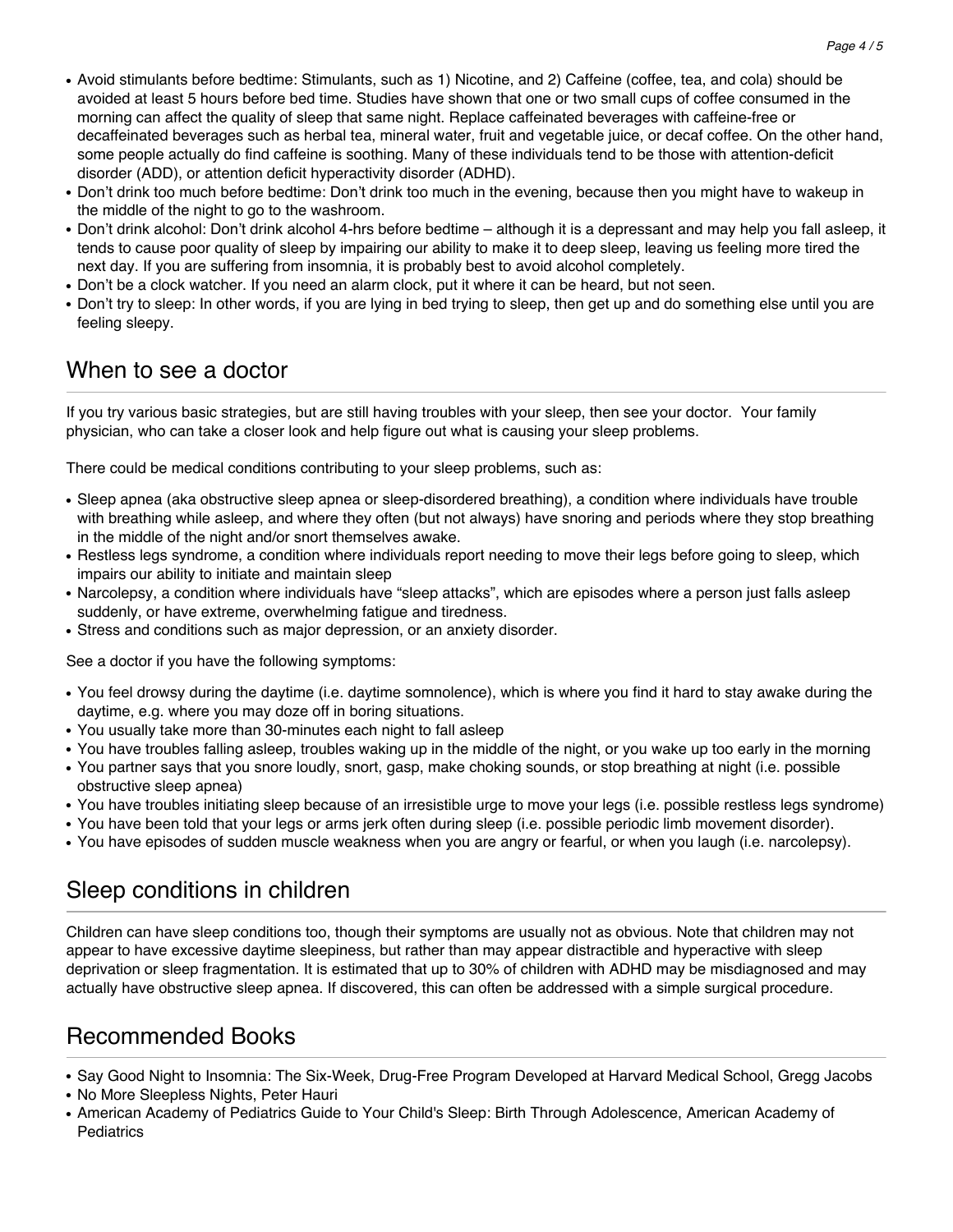- Avoid stimulants before bedtime: Stimulants, such as 1) Nicotine, and 2) Caffeine (coffee, tea, and cola) should be avoided at least 5 hours before bed time. Studies have shown that one or two small cups of coffee consumed in the morning can affect the quality of sleep that same night. Replace caffeinated beverages with caffeine-free or decaffeinated beverages such as herbal tea, mineral water, fruit and vegetable juice, or decaf coffee. On the other hand, some people actually do find caffeine is soothing. Many of these individuals tend to be those with attention-deficit disorder (ADD), or attention deficit hyperactivity disorder (ADHD).
- Don't drink too much before bedtime: Don't drink too much in the evening, because then you might have to wakeup in the middle of the night to go to the washroom.
- Don't drink alcohol: Don't drink alcohol 4-hrs before bedtime – although it is a depressant and may help you fall asleep, it tends to cause poor quality of sleep by impairing our ability to make it to deep sleep, leaving us feeling more tired the next day. If you are suffering from insomnia, it is probably best to avoid alcohol completely.
- Don't be a clock watcher. If you need an alarm clock, put it where it can be heard, but not seen.
- Don't try to sleep: In other words, if you are lying in bed trying to sleep, then get up and do something else until you are feeling sleepy.

## When to see a doctor

If you try various basic strategies, but are still having troubles with your sleep, then see your doctor. Your family physician, who can take a closer look and help figure out what is causing your sleep problems.

There could be medical conditions contributing to your sleep problems, such as:

- Sleep apnea (aka obstructive sleep apnea or sleep-disordered breathing), a condition where individuals have trouble with breathing while asleep, and where they often (but not always) have snoring and periods where they stop breathing in the middle of the night and/or snort themselves awake.
- Restless legs syndrome, a condition where individuals report needing to move their legs before going to sleep, which impairs our ability to initiate and maintain sleep
- Narcolepsy, a condition where individuals have "sleep attacks", which are episodes where a person just falls asleep suddenly, or have extreme, overwhelming fatigue and tiredness.
- Stress and conditions such as major depression, or an anxiety disorder.

See a doctor if you have the following symptoms:

- You feel drowsy during the daytime (i.e. daytime somnolence), which is where you find it hard to stay awake during the daytime, e.g. where you may doze off in boring situations.
- You usually take more than 30-minutes each night to fall asleep
- You have troubles falling asleep, troubles waking up in the middle of the night, or you wake up too early in the morning
- You partner says that you snore loudly, snort, gasp, make choking sounds, or stop breathing at night (i.e. possible obstructive sleep apnea)
- You have troubles initiating sleep because of an irresistible urge to move your legs (i.e. possible restless legs syndrome)
- You have been told that your legs or arms jerk often during sleep (i.e. possible periodic limb movement disorder).
- You have episodes of sudden muscle weakness when you are angry or fearful, or when you laugh (i.e. narcolepsy).

## Sleep conditions in children

Children can have sleep conditions too, though their symptoms are usually not as obvious. Note that children may not appear to have excessive daytime sleepiness, but rather than may appear distractible and hyperactive with sleep deprivation or sleep fragmentation. It is estimated that up to 30% of children with ADHD may be misdiagnosed and may actually have obstructive sleep apnea. If discovered, this can often be addressed with a simple surgical procedure.

## Recommended Books

- Say Good Night to Insomnia: The Six-Week, Drug-Free Program Developed at Harvard Medical School, Gregg Jacobs
- No More Sleepless Nights, Peter Hauri
- American Academy of Pediatrics Guide to Your Child's Sleep: Birth Through Adolescence, American Academy of Pediatrics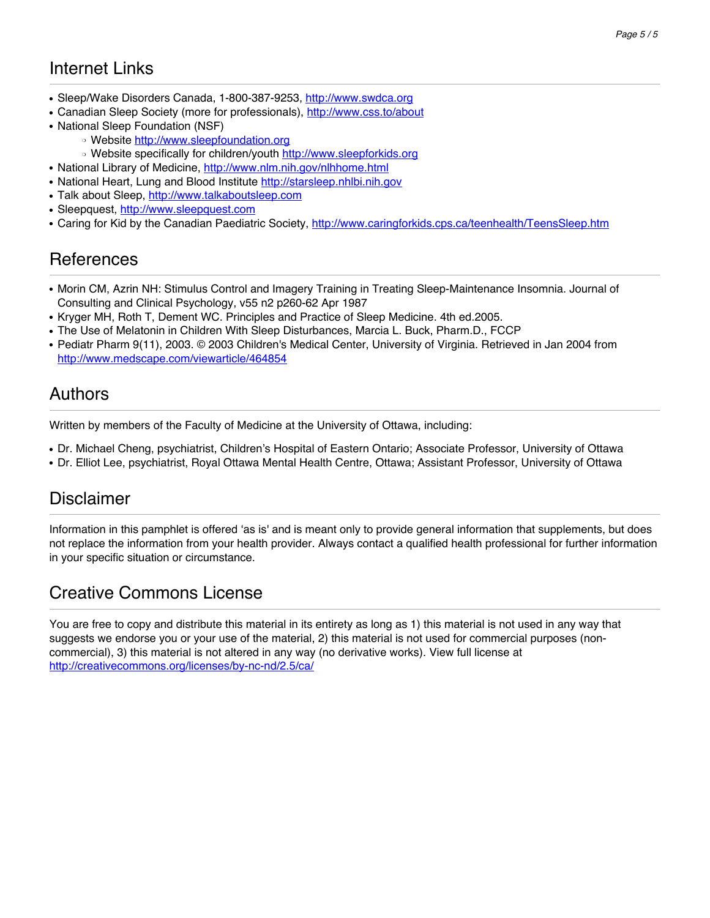## Internet Links

- Sleep/Wake Disorders Canada, 1-800-387-9253, http://www.swdca.org
- Canadian Sleep Society (more for professionals), http://www.css.to/about
- National Sleep Foundation (NSF)
  - Website http://www.sleepfoundation.org
  - Website specifically for children/youth http://www.sleepforkids.org
- National Library of Medicine, http://www.nlm.nih.gov/nlhhome.html
- National Heart, Lung and Blood Institute http://starsleep.nhlbi.nih.gov
- Talk about Sleep, http://www.talkaboutsleep.com
- Sleepquest, http://www.sleepquest.com
- Caring for Kid by the Canadian Paediatric Society, http://www.caringforkids.cps.ca/teenhealth/TeensSleep.htm

## References

- Morin CM, Azrin NH: Stimulus Control and Imagery Training in Treating Sleep-Maintenance Insomnia. Journal of Consulting and Clinical Psychology, v55 n2 p260-62 Apr 1987
- Kryger MH, Roth T, Dement WC. Principles and Practice of Sleep Medicine. 4th ed.2005.
- The Use of Melatonin in Children With Sleep Disturbances, Marcia L. Buck, Pharm.D., FCCP
- Pediatr Pharm 9(11), 2003. © 2003 Children's Medical Center, University of Virginia. Retrieved in Jan 2004 from http://www.medscape.com/viewarticle/464854

## Authors

Written by members of the Faculty of Medicine at the University of Ottawa, including:

- Dr. Michael Cheng, psychiatrist, Children's Hospital of Eastern Ontario; Associate Professor, University of Ottawa
- Dr. Elliot Lee, psychiatrist, Royal Ottawa Mental Health Centre, Ottawa; Assistant Professor, University of Ottawa

## Disclaimer

Information in this pamphlet is offered 'as is' and is meant only to provide general information that supplements, but does not replace the information from your health provider. Always contact a qualified health professional for further information in your specific situation or circumstance.

## Creative Commons License

You are free to copy and distribute this material in its entirety as long as 1) this material is not used in any way that suggests we endorse you or your use of the material, 2) this material is not used for commercial purposes (non-commercial), 3) this material is not altered in any way (no derivative works). View full license at http://creativecommons.org/licenses/by-nc-nd/2.5/ca/